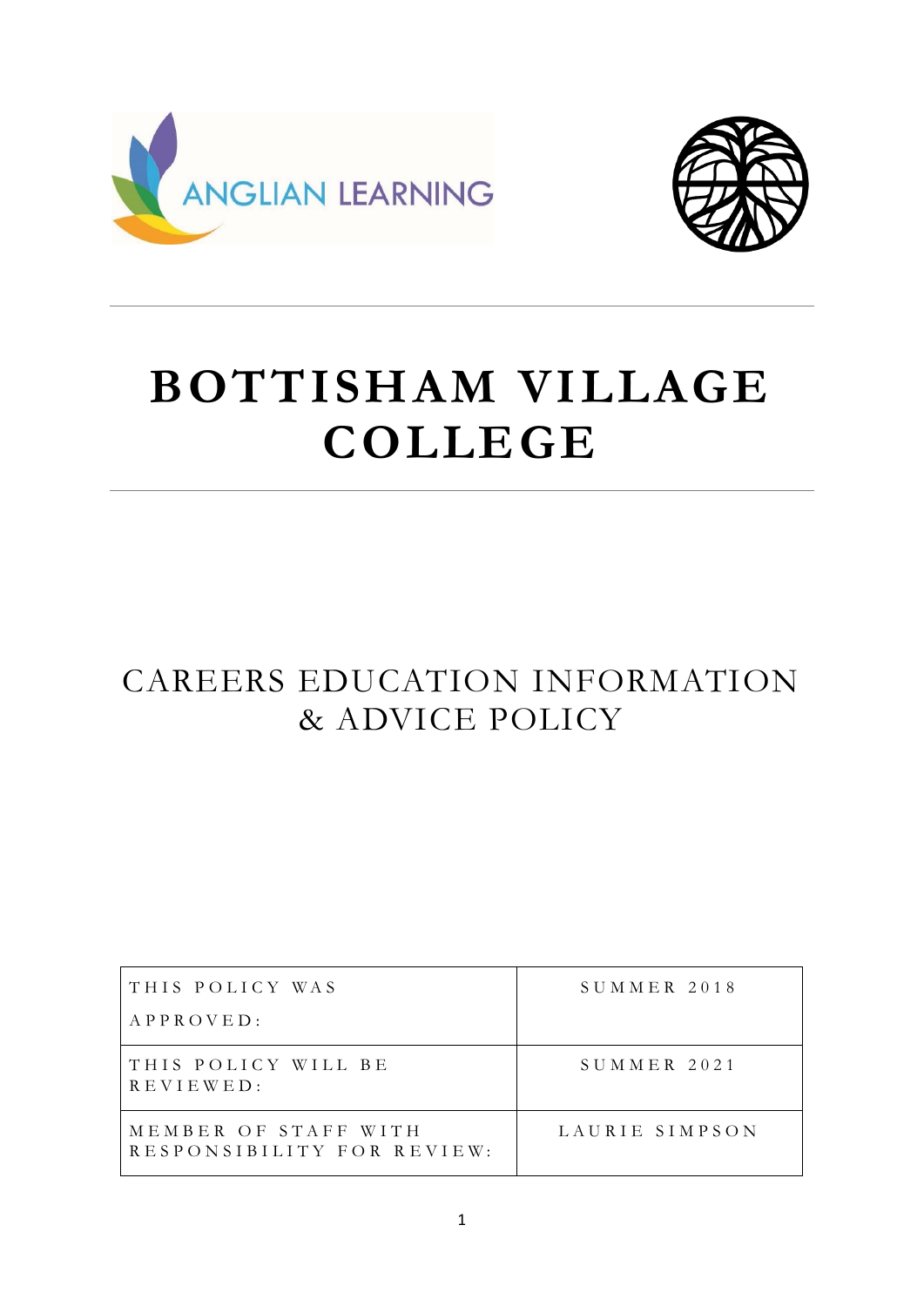ANGLIAN LEARNING

# BOTTISHAM VILLAGE COLLEGE

## CAREERS EDUCATION INFORMATION & ADVICE POLICY

| THIS POLICY WAS APPROVED: | SUMMER 2018 |
|---|---|
| THIS POLICY WILL BE REVIEWED: | SUMMER 2021 |
| MEMBER OF STAFF WITH RESPONSIBILITY FOR REVIEW: | LAURIE SIMPSON |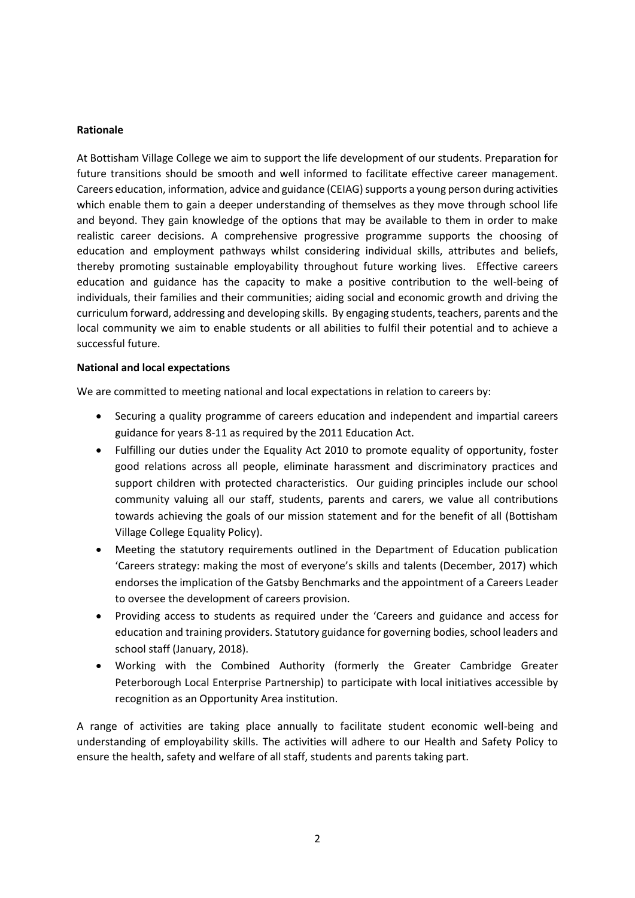**Rationale**

At Bottisham Village College we aim to support the life development of our students. Preparation for future transitions should be smooth and well informed to facilitate effective career management. Careers education, information, advice and guidance (CEIAG) supports a young person during activities which enable them to gain a deeper understanding of themselves as they move through school life and beyond. They gain knowledge of the options that may be available to them in order to make realistic career decisions. A comprehensive progressive programme supports the choosing of education and employment pathways whilst considering individual skills, attributes and beliefs, thereby promoting sustainable employability throughout future working lives. Effective careers education and guidance has the capacity to make a positive contribution to the well-being of individuals, their families and their communities; aiding social and economic growth and driving the curriculum forward, addressing and developing skills. By engaging students, teachers, parents and the local community we aim to enable students or all abilities to fulfil their potential and to achieve a successful future.

**National and local expectations**

We are committed to meeting national and local expectations in relation to careers by:

- Securing a quality programme of careers education and independent and impartial careers guidance for years 8-11 as required by the 2011 Education Act.
- Fulfilling our duties under the Equality Act 2010 to promote equality of opportunity, foster good relations across all people, eliminate harassment and discriminatory practices and support children with protected characteristics. Our guiding principles include our school community valuing all our staff, students, parents and carers, we value all contributions towards achieving the goals of our mission statement and for the benefit of all (Bottisham Village College Equality Policy).
- Meeting the statutory requirements outlined in the Department of Education publication 'Careers strategy: making the most of everyone's skills and talents (December, 2017) which endorses the implication of the Gatsby Benchmarks and the appointment of a Careers Leader to oversee the development of careers provision.
- Providing access to students as required under the 'Careers and guidance and access for education and training providers. Statutory guidance for governing bodies, school leaders and school staff (January, 2018).
- Working with the Combined Authority (formerly the Greater Cambridge Greater Peterborough Local Enterprise Partnership) to participate with local initiatives accessible by recognition as an Opportunity Area institution.

A range of activities are taking place annually to facilitate student economic well-being and understanding of employability skills. The activities will adhere to our Health and Safety Policy to ensure the health, safety and welfare of all staff, students and parents taking part.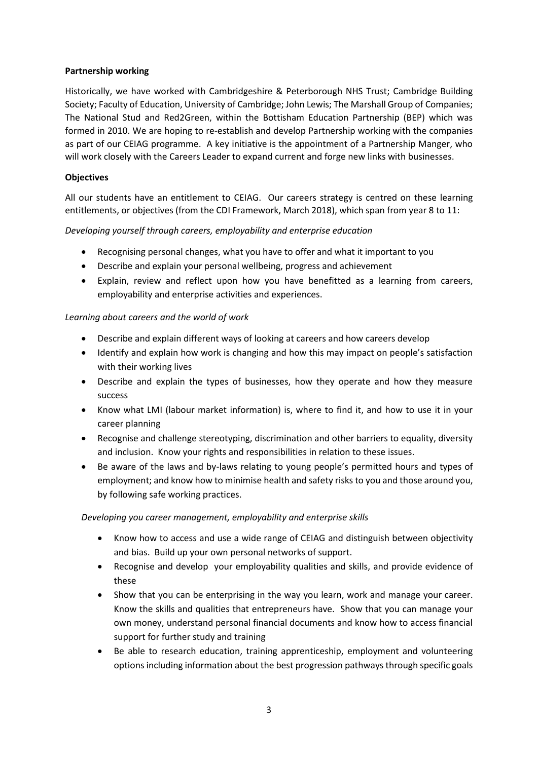**Partnership working**

Historically, we have worked with Cambridgeshire & Peterborough NHS Trust; Cambridge Building Society; Faculty of Education, University of Cambridge; John Lewis; The Marshall Group of Companies; The National Stud and Red2Green, within the Bottisham Education Partnership (BEP) which was formed in 2010. We are hoping to re-establish and develop Partnership working with the companies as part of our CEIAG programme. A key initiative is the appointment of a Partnership Manger, who will work closely with the Careers Leader to expand current and forge new links with businesses.

**Objectives**

All our students have an entitlement to CEIAG. Our careers strategy is centred on these learning entitlements, or objectives (from the CDI Framework, March 2018), which span from year 8 to 11:

*Developing yourself through careers, employability and enterprise education*

- Recognising personal changes, what you have to offer and what it important to you
- Describe and explain your personal wellbeing, progress and achievement
- Explain, review and reflect upon how you have benefitted as a learning from careers, employability and enterprise activities and experiences.

*Learning about careers and the world of work*

- Describe and explain different ways of looking at careers and how careers develop
- Identify and explain how work is changing and how this may impact on people's satisfaction with their working lives
- Describe and explain the types of businesses, how they operate and how they measure success
- Know what LMI (labour market information) is, where to find it, and how to use it in your career planning
- Recognise and challenge stereotyping, discrimination and other barriers to equality, diversity and inclusion. Know your rights and responsibilities in relation to these issues.
- Be aware of the laws and by-laws relating to young people's permitted hours and types of employment; and know how to minimise health and safety risks to you and those around you, by following safe working practices.

*Developing you career management, employability and enterprise skills*

- Know how to access and use a wide range of CEIAG and distinguish between objectivity and bias. Build up your own personal networks of support.
- Recognise and develop your employability qualities and skills, and provide evidence of these
- Show that you can be enterprising in the way you learn, work and manage your career. Know the skills and qualities that entrepreneurs have. Show that you can manage your own money, understand personal financial documents and know how to access financial support for further study and training
- Be able to research education, training apprenticeship, employment and volunteering options including information about the best progression pathways through specific goals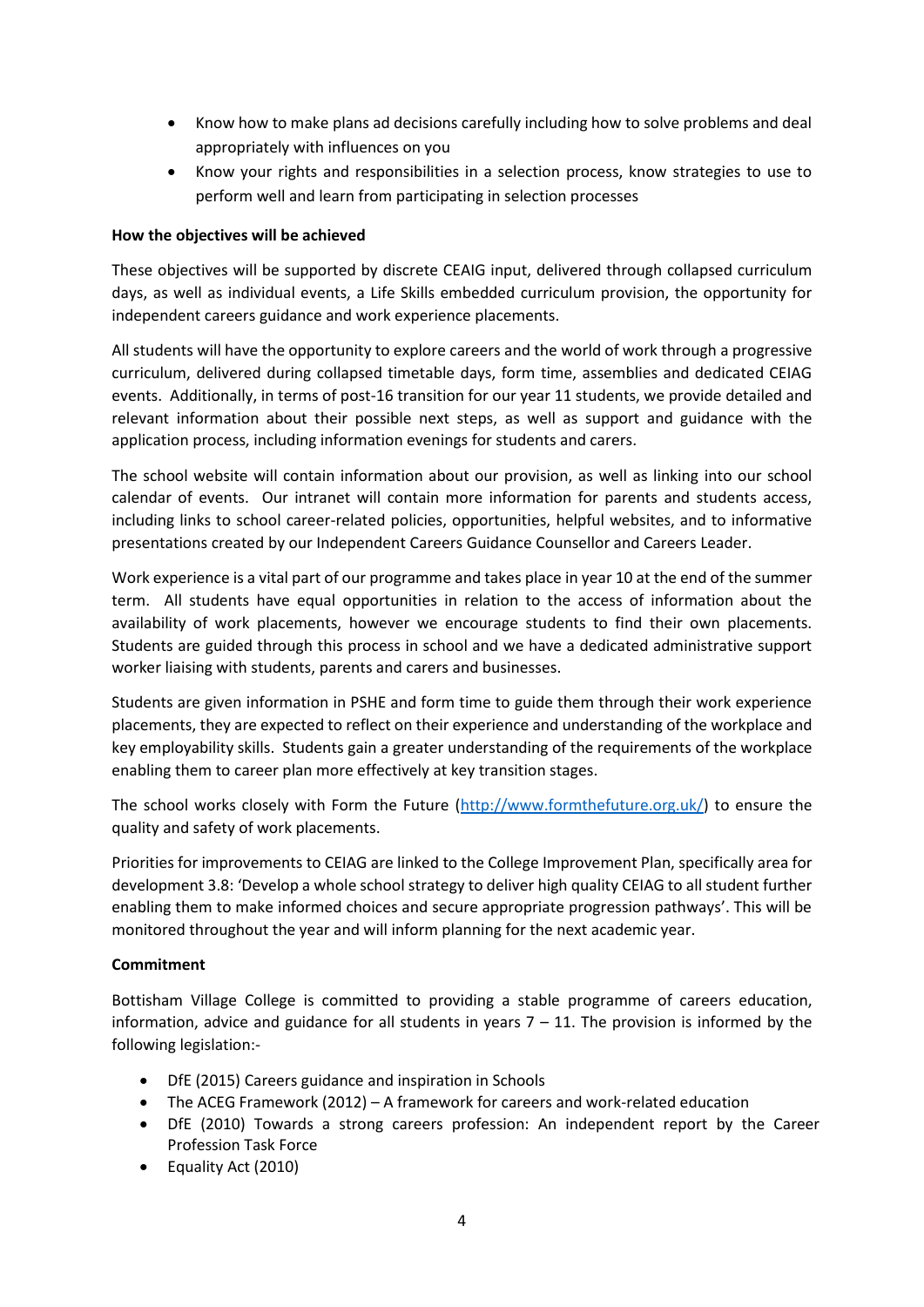- Know how to make plans ad decisions carefully including how to solve problems and deal appropriately with influences on you
- Know your rights and responsibilities in a selection process, know strategies to use to perform well and learn from participating in selection processes

**How the objectives will be achieved**

These objectives will be supported by discrete CEAIG input, delivered through collapsed curriculum days, as well as individual events, a Life Skills embedded curriculum provision, the opportunity for independent careers guidance and work experience placements.

All students will have the opportunity to explore careers and the world of work through a progressive curriculum, delivered during collapsed timetable days, form time, assemblies and dedicated CEIAG events. Additionally, in terms of post-16 transition for our year 11 students, we provide detailed and relevant information about their possible next steps, as well as support and guidance with the application process, including information evenings for students and carers.

The school website will contain information about our provision, as well as linking into our school calendar of events. Our intranet will contain more information for parents and students access, including links to school career-related policies, opportunities, helpful websites, and to informative presentations created by our Independent Careers Guidance Counsellor and Careers Leader.

Work experience is a vital part of our programme and takes place in year 10 at the end of the summer term. All students have equal opportunities in relation to the access of information about the availability of work placements, however we encourage students to find their own placements. Students are guided through this process in school and we have a dedicated administrative support worker liaising with students, parents and carers and businesses.

Students are given information in PSHE and form time to guide them through their work experience placements, they are expected to reflect on their experience and understanding of the workplace and key employability skills. Students gain a greater understanding of the requirements of the workplace enabling them to career plan more effectively at key transition stages.

The school works closely with Form the Future (http://www.formthefuture.org.uk/) to ensure the quality and safety of work placements.

Priorities for improvements to CEIAG are linked to the College Improvement Plan, specifically area for development 3.8: 'Develop a whole school strategy to deliver high quality CEIAG to all student further enabling them to make informed choices and secure appropriate progression pathways'. This will be monitored throughout the year and will inform planning for the next academic year.

**Commitment**

Bottisham Village College is committed to providing a stable programme of careers education, information, advice and guidance for all students in years 7 – 11. The provision is informed by the following legislation:-

- DfE (2015) Careers guidance and inspiration in Schools
- The ACEG Framework (2012) – A framework for careers and work-related education
- DfE (2010) Towards a strong careers profession: An independent report by the Career Profession Task Force
- Equality Act (2010)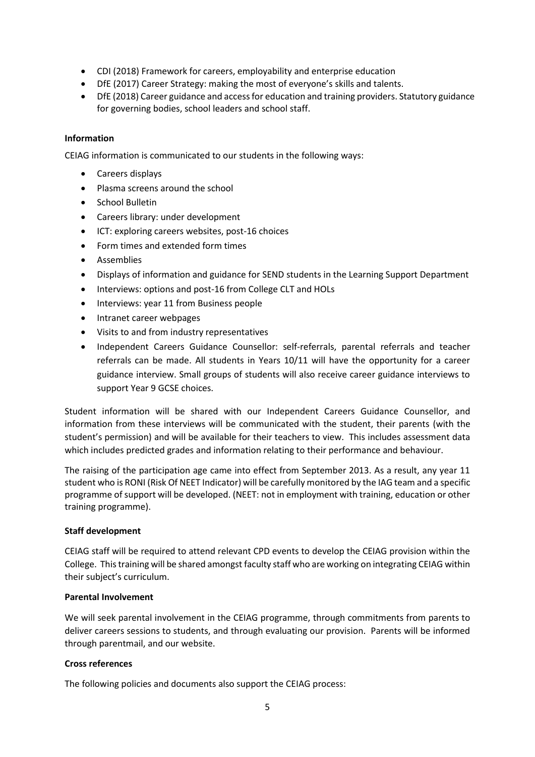- CDI (2018) Framework for careers, employability and enterprise education
- DfE (2017) Career Strategy: making the most of everyone's skills and talents.
- DfE (2018) Career guidance and access for education and training providers. Statutory guidance for governing bodies, school leaders and school staff.

**Information**

CEIAG information is communicated to our students in the following ways:

- Careers displays
- Plasma screens around the school
- School Bulletin
- Careers library: under development
- ICT: exploring careers websites, post-16 choices
- Form times and extended form times
- Assemblies
- Displays of information and guidance for SEND students in the Learning Support Department
- Interviews: options and post-16 from College CLT and HOLs
- Interviews: year 11 from Business people
- Intranet career webpages
- Visits to and from industry representatives
- Independent Careers Guidance Counsellor: self-referrals, parental referrals and teacher referrals can be made. All students in Years 10/11 will have the opportunity for a career guidance interview. Small groups of students will also receive career guidance interviews to support Year 9 GCSE choices.

Student information will be shared with our Independent Careers Guidance Counsellor, and information from these interviews will be communicated with the student, their parents (with the student's permission) and will be available for their teachers to view. This includes assessment data which includes predicted grades and information relating to their performance and behaviour.

The raising of the participation age came into effect from September 2013. As a result, any year 11 student who is RONI (Risk Of NEET Indicator) will be carefully monitored by the IAG team and a specific programme of support will be developed. (NEET: not in employment with training, education or other training programme).

**Staff development**

CEIAG staff will be required to attend relevant CPD events to develop the CEIAG provision within the College. This training will be shared amongst faculty staff who are working on integrating CEIAG within their subject's curriculum.

**Parental Involvement**

We will seek parental involvement in the CEIAG programme, through commitments from parents to deliver careers sessions to students, and through evaluating our provision. Parents will be informed through parentmail, and our website.

**Cross references**

The following policies and documents also support the CEIAG process: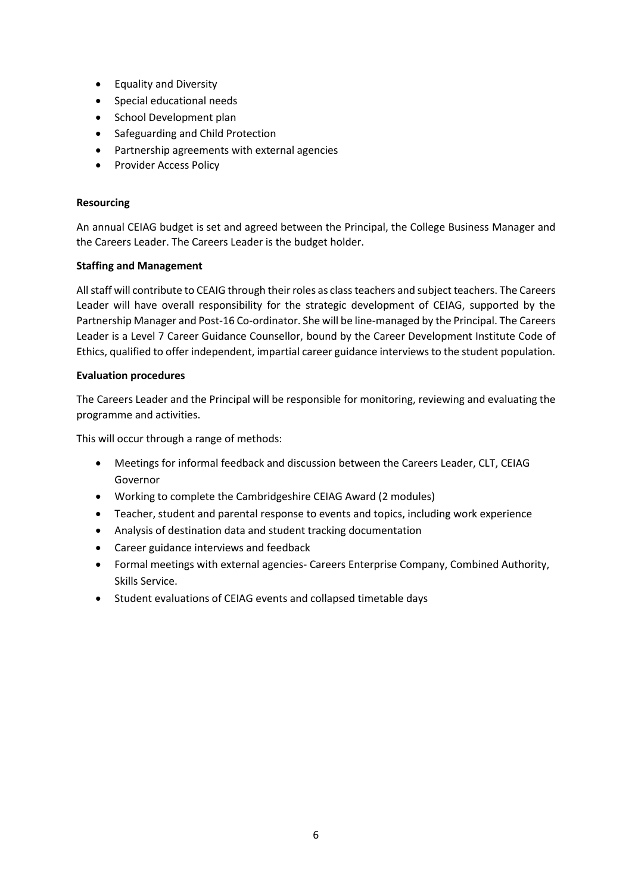- Equality and Diversity
- Special educational needs
- School Development plan
- Safeguarding and Child Protection
- Partnership agreements with external agencies
- Provider Access Policy

**Resourcing**

An annual CEIAG budget is set and agreed between the Principal, the College Business Manager and the Careers Leader. The Careers Leader is the budget holder.

**Staffing and Management**

All staff will contribute to CEAIG through their roles as class teachers and subject teachers. The Careers Leader will have overall responsibility for the strategic development of CEIAG, supported by the Partnership Manager and Post-16 Co-ordinator. She will be line-managed by the Principal. The Careers Leader is a Level 7 Career Guidance Counsellor, bound by the Career Development Institute Code of Ethics, qualified to offer independent, impartial career guidance interviews to the student population.

**Evaluation procedures**

The Careers Leader and the Principal will be responsible for monitoring, reviewing and evaluating the programme and activities.

This will occur through a range of methods:

- Meetings for informal feedback and discussion between the Careers Leader, CLT, CEIAG Governor
- Working to complete the Cambridgeshire CEIAG Award (2 modules)
- Teacher, student and parental response to events and topics, including work experience
- Analysis of destination data and student tracking documentation
- Career guidance interviews and feedback
- Formal meetings with external agencies- Careers Enterprise Company, Combined Authority, Skills Service.
- Student evaluations of CEIAG events and collapsed timetable days